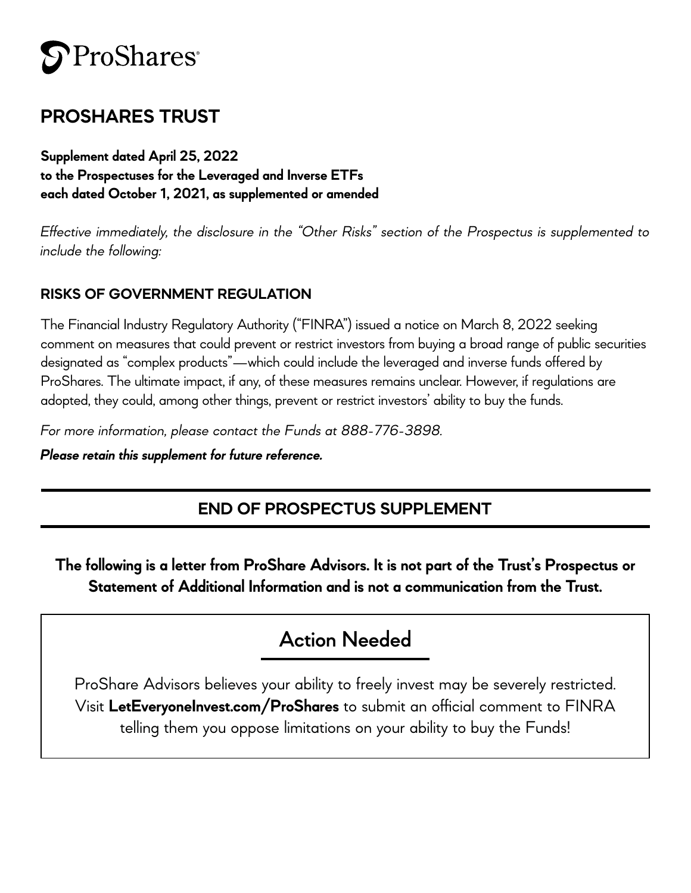ProShares®

# PROSHARES TRUST

**Supplement dated April 25, 2022**
**to the Prospectuses for the Leveraged and Inverse ETFs**
**each dated October 1, 2021, as supplemented or amended**

*Effective immediately, the disclosure in the "Other Risks" section of the Prospectus is supplemented to include the following:*

## RISKS OF GOVERNMENT REGULATION

The Financial Industry Regulatory Authority ("FINRA") issued a notice on March 8, 2022 seeking comment on measures that could prevent or restrict investors from buying a broad range of public securities designated as "complex products"—which could include the leveraged and inverse funds offered by ProShares. The ultimate impact, if any, of these measures remains unclear. However, if regulations are adopted, they could, among other things, prevent or restrict investors' ability to buy the funds.

*For more information, please contact the Funds at 888-776-3898.*

***Please retain this supplement for future reference.***

---

## END OF PROSPECTUS SUPPLEMENT

---

**The following is a letter from ProShare Advisors. It is not part of the Trust's Prospectus or Statement of Additional Information and is not a communication from the Trust.**

## Action Needed

ProShare Advisors believes your ability to freely invest may be severely restricted. Visit **LetEveryoneInvest.com/ProShares** to submit an official comment to FINRA telling them you oppose limitations on your ability to buy the Funds!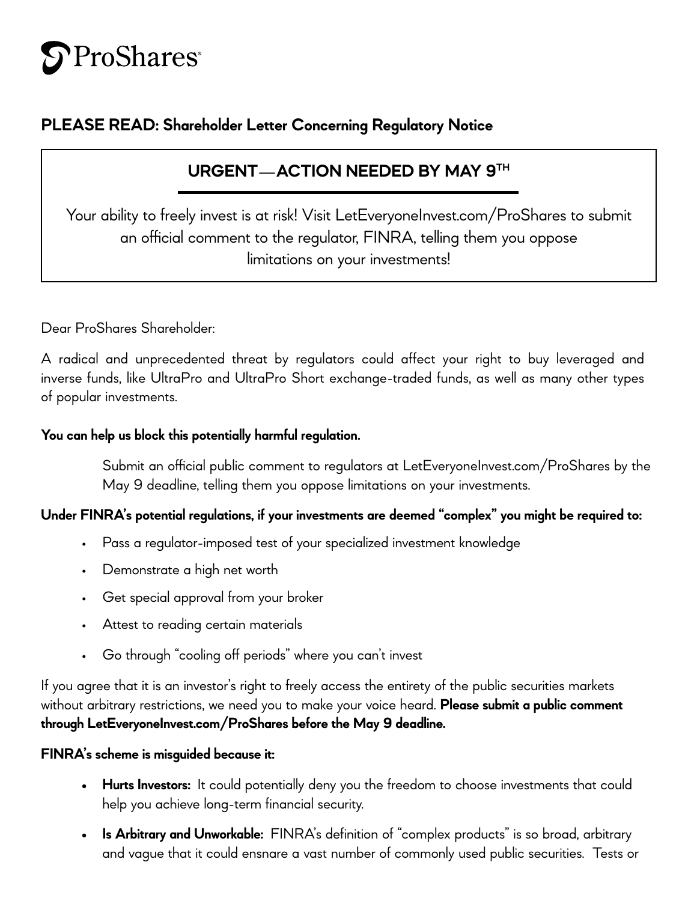ProShares®

## PLEASE READ: Shareholder Letter Concerning Regulatory Notice

**URGENT—ACTION NEEDED BY MAY 9TH**

Your ability to freely invest is at risk! Visit LetEveryoneInvest.com/ProShares to submit an official comment to the regulator, FINRA, telling them you oppose limitations on your investments!

Dear ProShares Shareholder:

A radical and unprecedented threat by regulators could affect your right to buy leveraged and inverse funds, like UltraPro and UltraPro Short exchange-traded funds, as well as many other types of popular investments.

**You can help us block this potentially harmful regulation.**

Submit an official public comment to regulators at LetEveryoneInvest.com/ProShares by the May 9 deadline, telling them you oppose limitations on your investments.

**Under FINRA's potential regulations, if your investments are deemed "complex" you might be required to:**

- Pass a regulator-imposed test of your specialized investment knowledge
- Demonstrate a high net worth
- Get special approval from your broker
- Attest to reading certain materials
- Go through "cooling off periods" where you can't invest

If you agree that it is an investor's right to freely access the entirety of the public securities markets without arbitrary restrictions, we need you to make your voice heard. **Please submit a public comment through LetEveryoneInvest.com/ProShares before the May 9 deadline.**

**FINRA's scheme is misguided because it:**

- **Hurts Investors:** It could potentially deny you the freedom to choose investments that could help you achieve long-term financial security.
- **Is Arbitrary and Unworkable:** FINRA's definition of "complex products" is so broad, arbitrary and vague that it could ensnare a vast number of commonly used public securities. Tests or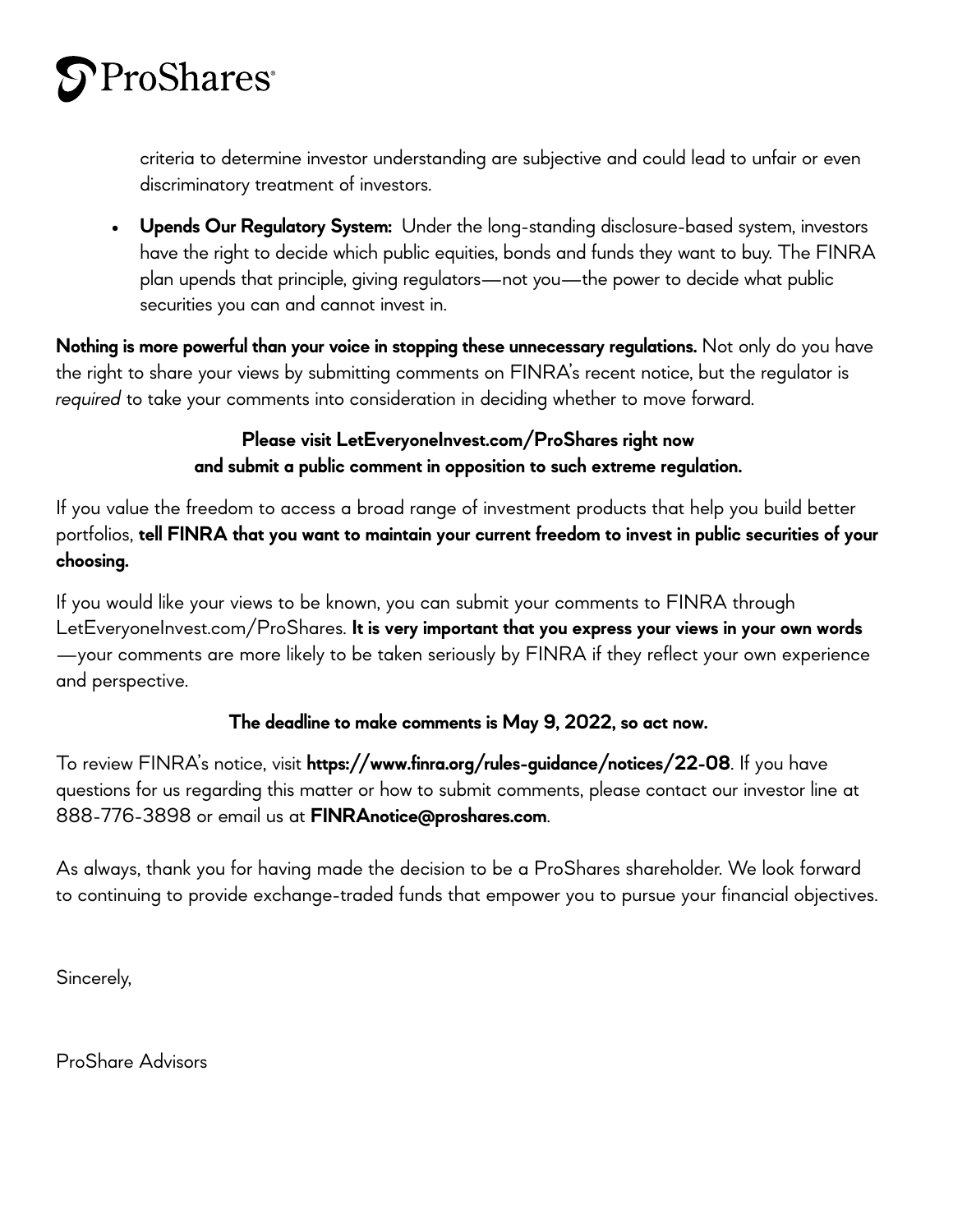criteria to determine investor understanding are subjective and could lead to unfair or even discriminatory treatment of investors.

- **Upends Our Regulatory System:** Under the long-standing disclosure-based system, investors have the right to decide which public equities, bonds and funds they want to buy. The FINRA plan upends that principle, giving regulators—not you—the power to decide what public securities you can and cannot invest in.

**Nothing is more powerful than your voice in stopping these unnecessary regulations.** Not only do you have the right to share your views by submitting comments on FINRA's recent notice, but the regulator is *required* to take your comments into consideration in deciding whether to move forward.

**Please visit LetEveryoneInvest.com/ProShares right now and submit a public comment in opposition to such extreme regulation.**

If you value the freedom to access a broad range of investment products that help you build better portfolios, **tell FINRA that you want to maintain your current freedom to invest in public securities of your choosing.**

If you would like your views to be known, you can submit your comments to FINRA through LetEveryoneInvest.com/ProShares. **It is very important that you express your views in your own words**—your comments are more likely to be taken seriously by FINRA if they reflect your own experience and perspective.

**The deadline to make comments is May 9, 2022, so act now.**

To review FINRA's notice, visit **https://www.finra.org/rules-guidance/notices/22-08**. If you have questions for us regarding this matter or how to submit comments, please contact our investor line at 888-776-3898 or email us at **FINRAnotice@proshares.com**.

As always, thank you for having made the decision to be a ProShares shareholder. We look forward to continuing to provide exchange-traded funds that empower you to pursue your financial objectives.

Sincerely,

ProShare Advisors